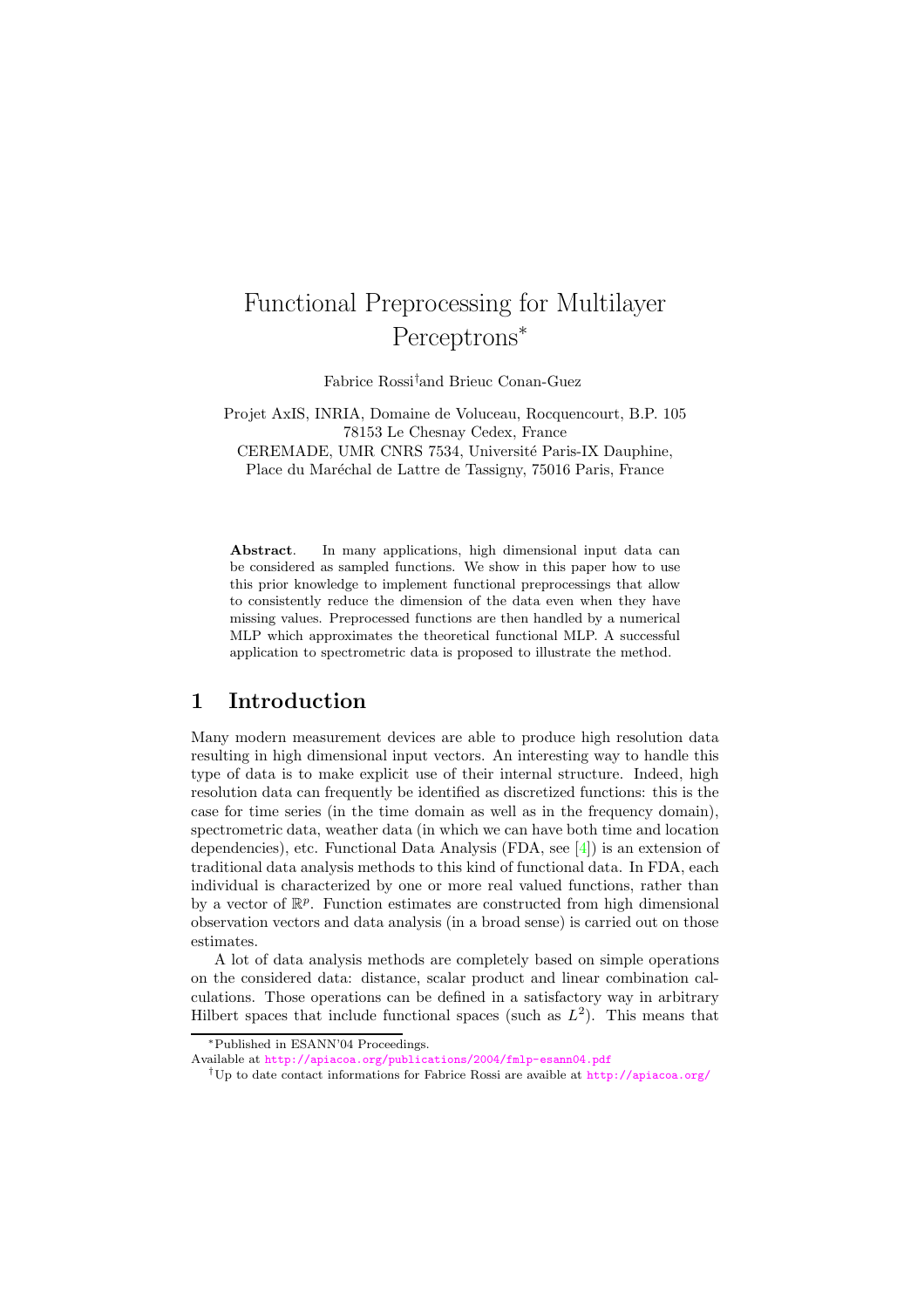# Functional Preprocessing for Multilayer Perceptrons*

Fabrice Rossi† and Brieuc Conan-Guez

Projet AxIS, INRIA, Domaine de Voluceau, Rocquencourt, B.P. 105
78153 Le Chesnay Cedex, France
CEREMADE, UMR CNRS 7534, Université Paris-IX Dauphine,
Place du Maréchal de Lattre de Tassigny, 75016 Paris, France

**Abstract**. In many applications, high dimensional input data can be considered as sampled functions. We show in this paper how to use this prior knowledge to implement functional preprocessings that allow to consistently reduce the dimension of the data even when they have missing values. Preprocessed functions are then handled by a numerical MLP which approximates the theoretical functional MLP. A successful application to spectrometric data is proposed to illustrate the method.

## 1 Introduction

Many modern measurement devices are able to produce high resolution data resulting in high dimensional input vectors. An interesting way to handle this type of data is to make explicit use of their internal structure. Indeed, high resolution data can frequently be identified as discretized functions: this is the case for time series (in the time domain as well as in the frequency domain), spectrometric data, weather data (in which we can have both time and location dependencies), etc. Functional Data Analysis (FDA, see [4]) is an extension of traditional data analysis methods to this kind of functional data. In FDA, each individual is characterized by one or more real valued functions, rather than by a vector of $\mathbb{R}^p$. Function estimates are constructed from high dimensional observation vectors and data analysis (in a broad sense) is carried out on those estimates.

A lot of data analysis methods are completely based on simple operations on the considered data: distance, scalar product and linear combination calculations. Those operations can be defined in a satisfactory way in arbitrary Hilbert spaces that include functional spaces (such as $L^2$). This means that

*Published in ESANN'04 Proceedings.
Available at http://apiacoa.org/publications/2004/fmlp-esann04.pdf

†Up to date contact informations for Fabrice Rossi are avaible at http://apiacoa.org/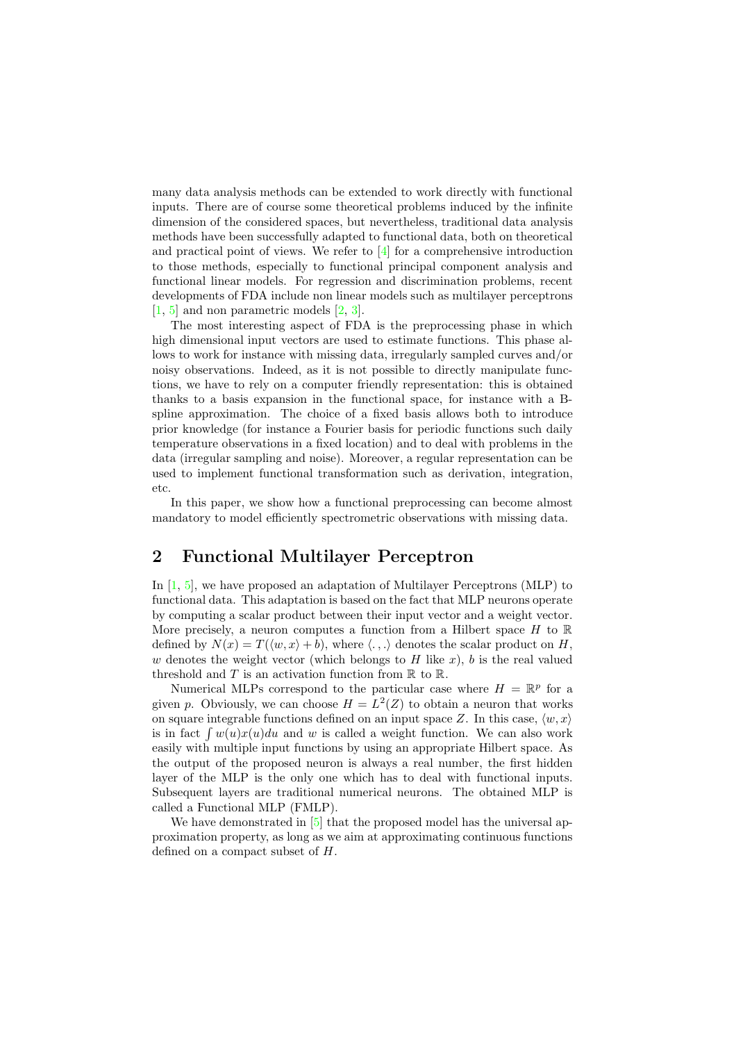many data analysis methods can be extended to work directly with functional inputs. There are of course some theoretical problems induced by the infinite dimension of the considered spaces, but nevertheless, traditional data analysis methods have been successfully adapted to functional data, both on theoretical and practical point of views. We refer to [4] for a comprehensive introduction to those methods, especially to functional principal component analysis and functional linear models. For regression and discrimination problems, recent developments of FDA include non linear models such as multilayer perceptrons [1, 5] and non parametric models [2, 3].

The most interesting aspect of FDA is the preprocessing phase in which high dimensional input vectors are used to estimate functions. This phase allows to work for instance with missing data, irregularly sampled curves and/or noisy observations. Indeed, as it is not possible to directly manipulate functions, we have to rely on a computer friendly representation: this is obtained thanks to a basis expansion in the functional space, for instance with a B-spline approximation. The choice of a fixed basis allows both to introduce prior knowledge (for instance a Fourier basis for periodic functions such daily temperature observations in a fixed location) and to deal with problems in the data (irregular sampling and noise). Moreover, a regular representation can be used to implement functional transformation such as derivation, integration, etc.

In this paper, we show how a functional preprocessing can become almost mandatory to model efficiently spectrometric observations with missing data.

## 2 Functional Multilayer Perceptron

In [1, 5], we have proposed an adaptation of Multilayer Perceptrons (MLP) to functional data. This adaptation is based on the fact that MLP neurons operate by computing a scalar product between their input vector and a weight vector. More precisely, a neuron computes a function from a Hilbert space $H$ to $\mathbb{R}$ defined by $N(x) = T(\langle w, x \rangle + b)$, where $\langle ., . \rangle$ denotes the scalar product on $H$, $w$ denotes the weight vector (which belongs to $H$ like $x$), $b$ is the real valued threshold and $T$ is an activation function from $\mathbb{R}$ to $\mathbb{R}$.

Numerical MLPs correspond to the particular case where $H = \mathbb{R}^p$ for a given $p$. Obviously, we can choose $H = L^2(Z)$ to obtain a neuron that works on square integrable functions defined on an input space $Z$. In this case, $\langle w, x \rangle$ is in fact $\int w(u)x(u)du$ and $w$ is called a weight function. We can also work easily with multiple input functions by using an appropriate Hilbert space. As the output of the proposed neuron is always a real number, the first hidden layer of the MLP is the only one which has to deal with functional inputs. Subsequent layers are traditional numerical neurons. The obtained MLP is called a Functional MLP (FMLP).

We have demonstrated in [5] that the proposed model has the universal approximation property, as long as we aim at approximating continuous functions defined on a compact subset of $H$.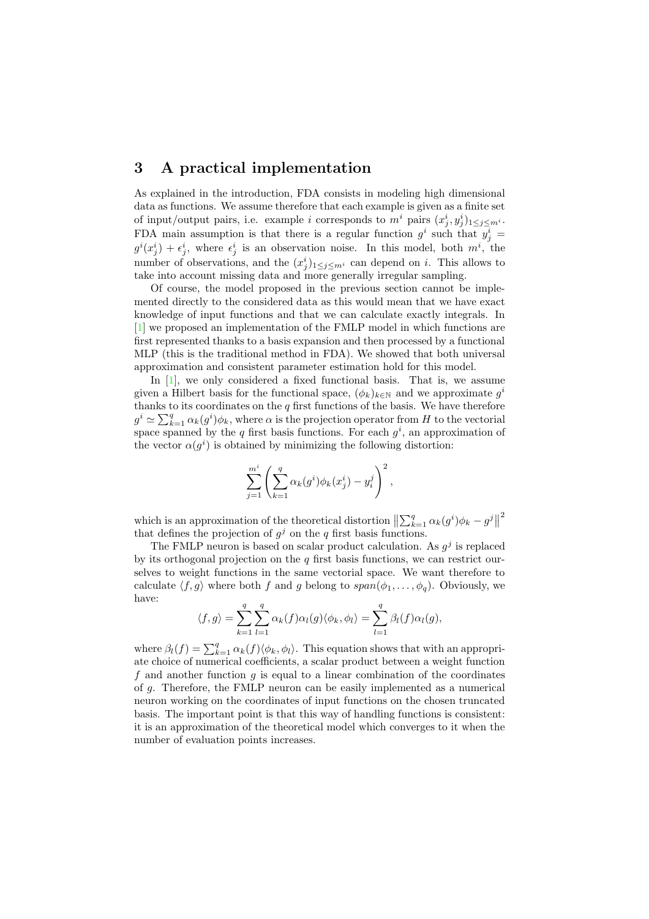## 3 A practical implementation

As explained in the introduction, FDA consists in modeling high dimensional data as functions. We assume therefore that each example is given as a finite set of input/output pairs, i.e. example $i$ corresponds to $m^i$ pairs $(x^i_j, y^i_j)_{1\leq j\leq m^i}$. FDA main assumption is that there is a regular function $g^i$ such that $y^i_j = g^i(x^i_j) + \epsilon^i_j$, where $\epsilon^i_j$ is an observation noise. In this model, both $m^i$, the number of observations, and the $(x^i_j)_{1\leq j\leq m^i}$ can depend on $i$. This allows to take into account missing data and more generally irregular sampling.

Of course, the model proposed in the previous section cannot be implemented directly to the considered data as this would mean that we have exact knowledge of input functions and that we can calculate exactly integrals. In [1] we proposed an implementation of the FMLP model in which functions are first represented thanks to a basis expansion and then processed by a functional MLP (this is the traditional method in FDA). We showed that both universal approximation and consistent parameter estimation hold for this model.

In [1], we only considered a fixed functional basis. That is, we assume given a Hilbert basis for the functional space, $(\phi_k)_{k\in\mathbb{N}}$ and we approximate $g^i$ thanks to its coordinates on the $q$ first functions of the basis. We have therefore $g^i \simeq \sum_{k=1}^{q} \alpha_k(g^i)\phi_k$, where $\alpha$ is the projection operator from $H$ to the vectorial space spanned by the $q$ first basis functions. For each $g^i$, an approximation of the vector $\alpha(g^i)$ is obtained by minimizing the following distortion:

$$\sum_{j=1}^{m^i} \left( \sum_{k=1}^{q} \alpha_k(g^i)\phi_k(x^i_j) - y^j_i \right)^2,$$

which is an approximation of the theoretical distortion $\left\| \sum_{k=1}^{q} \alpha_k(g^i)\phi_k - g^j \right\|^2$ that defines the projection of $g^j$ on the $q$ first basis functions.

The FMLP neuron is based on scalar product calculation. As $g^j$ is replaced by its orthogonal projection on the $q$ first basis functions, we can restrict ourselves to weight functions in the same vectorial space. We want therefore to calculate $\langle f, g\rangle$ where both $f$ and $g$ belong to $span(\phi_1, \dots, \phi_q)$. Obviously, we have:

$$\langle f, g\rangle = \sum_{k=1}^{q}\sum_{l=1}^{q} \alpha_k(f)\alpha_l(g)\langle \phi_k, \phi_l\rangle = \sum_{l=1}^{q} \beta_l(f)\alpha_l(g),$$

where $\beta_l(f) = \sum_{k=1}^{q} \alpha_k(f)\langle \phi_k, \phi_l\rangle$. This equation shows that with an appropriate choice of numerical coefficients, a scalar product between a weight function $f$ and another function $g$ is equal to a linear combination of the coordinates of $g$. Therefore, the FMLP neuron can be easily implemented as a numerical neuron working on the coordinates of input functions on the chosen truncated basis. The important point is that this way of handling functions is consistent: it is an approximation of the theoretical model which converges to it when the number of evaluation points increases.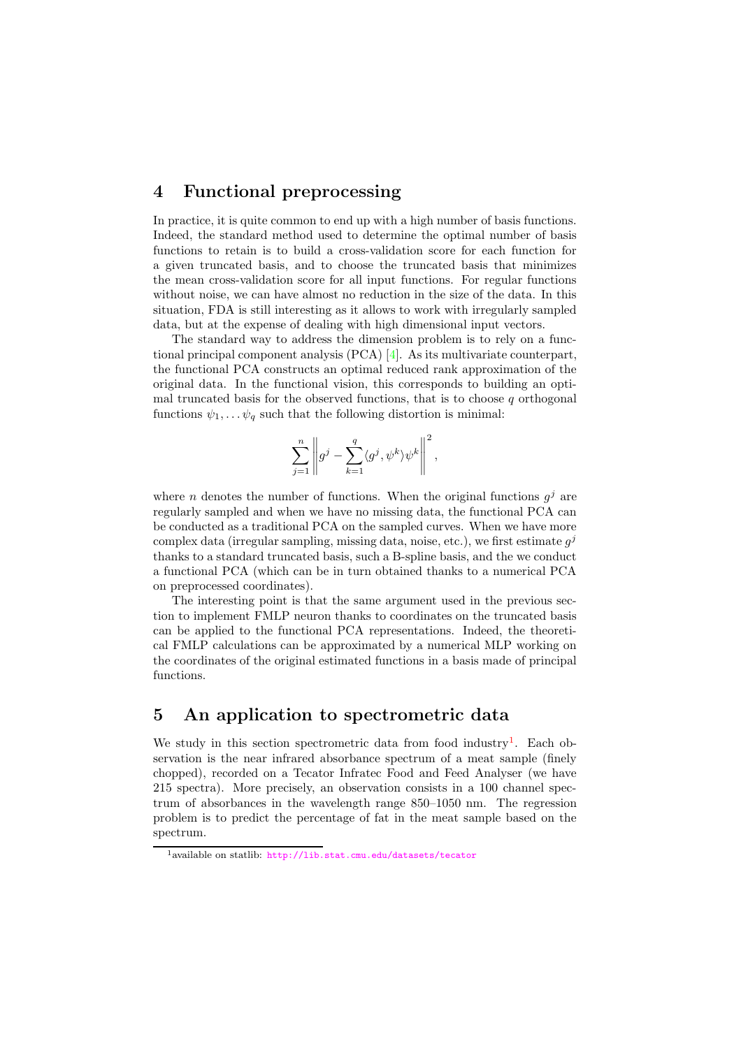## 4 Functional preprocessing

In practice, it is quite common to end up with a high number of basis functions. Indeed, the standard method used to determine the optimal number of basis functions to retain is to build a cross-validation score for each function for a given truncated basis, and to choose the truncated basis that minimizes the mean cross-validation score for all input functions. For regular functions without noise, we can have almost no reduction in the size of the data. In this situation, FDA is still interesting as it allows to work with irregularly sampled data, but at the expense of dealing with high dimensional input vectors.

The standard way to address the dimension problem is to rely on a functional principal component analysis (PCA) [4]. As its multivariate counterpart, the functional PCA constructs an optimal reduced rank approximation of the original data. In the functional vision, this corresponds to building an optimal truncated basis for the observed functions, that is to choose $q$ orthogonal functions $\psi_1, \dots \psi_q$ such that the following distortion is minimal:

$$\sum_{j=1}^{n} \left\| g^j - \sum_{k=1}^{q} \langle g^j, \psi^k \rangle \psi^k \right\|^2,$$

where $n$ denotes the number of functions. When the original functions $g^j$ are regularly sampled and when we have no missing data, the functional PCA can be conducted as a traditional PCA on the sampled curves. When we have more complex data (irregular sampling, missing data, noise, etc.), we first estimate $g^j$ thanks to a standard truncated basis, such a B-spline basis, and the we conduct a functional PCA (which can be in turn obtained thanks to a numerical PCA on preprocessed coordinates).

The interesting point is that the same argument used in the previous section to implement FMLP neuron thanks to coordinates on the truncated basis can be applied to the functional PCA representations. Indeed, the theoretical FMLP calculations can be approximated by a numerical MLP working on the coordinates of the original estimated functions in a basis made of principal functions.

## 5 An application to spectrometric data

We study in this section spectrometric data from food industry[1]. Each observation is the near infrared absorbance spectrum of a meat sample (finely chopped), recorded on a Tecator Infratec Food and Feed Analyser (we have 215 spectra). More precisely, an observation consists in a 100 channel spectrum of absorbances in the wavelength range 850–1050 nm. The regression problem is to predict the percentage of fat in the meat sample based on the spectrum.

[1] available on statlib: http://lib.stat.cmu.edu/datasets/tecator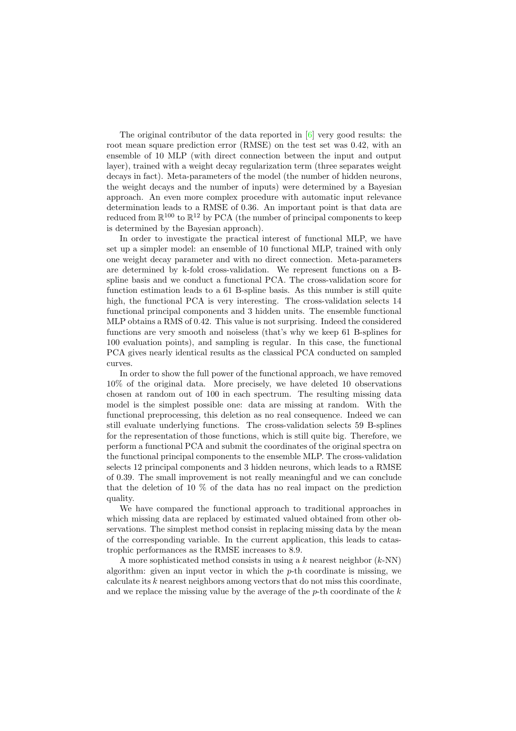The original contributor of the data reported in [6] very good results: the root mean square prediction error (RMSE) on the test set was 0.42, with an ensemble of 10 MLP (with direct connection between the input and output layer), trained with a weight decay regularization term (three separates weight decays in fact). Meta-parameters of the model (the number of hidden neurons, the weight decays and the number of inputs) were determined by a Bayesian approach. An even more complex procedure with automatic input relevance determination leads to a RMSE of 0.36. An important point is that data are reduced from $\mathbb{R}^{100}$ to $\mathbb{R}^{12}$ by PCA (the number of principal components to keep is determined by the Bayesian approach).

In order to investigate the practical interest of functional MLP, we have set up a simpler model: an ensemble of 10 functional MLP, trained with only one weight decay parameter and with no direct connection. Meta-parameters are determined by k-fold cross-validation. We represent functions on a B-spline basis and we conduct a functional PCA. The cross-validation score for function estimation leads to a 61 B-spline basis. As this number is still quite high, the functional PCA is very interesting. The cross-validation selects 14 functional principal components and 3 hidden units. The ensemble functional MLP obtains a RMS of 0.42. This value is not surprising. Indeed the considered functions are very smooth and noiseless (that's why we keep 61 B-splines for 100 evaluation points), and sampling is regular. In this case, the functional PCA gives nearly identical results as the classical PCA conducted on sampled curves.

In order to show the full power of the functional approach, we have removed 10% of the original data. More precisely, we have deleted 10 observations chosen at random out of 100 in each spectrum. The resulting missing data model is the simplest possible one: data are missing at random. With the functional preprocessing, this deletion as no real consequence. Indeed we can still evaluate underlying functions. The cross-validation selects 59 B-splines for the representation of those functions, which is still quite big. Therefore, we perform a functional PCA and submit the coordinates of the original spectra on the functional principal components to the ensemble MLP. The cross-validation selects 12 principal components and 3 hidden neurons, which leads to a RMSE of 0.39. The small improvement is not really meaningful and we can conclude that the deletion of 10 % of the data has no real impact on the prediction quality.

We have compared the functional approach to traditional approaches in which missing data are replaced by estimated valued obtained from other observations. The simplest method consist in replacing missing data by the mean of the corresponding variable. In the current application, this leads to catastrophic performances as the RMSE increases to 8.9.

A more sophisticated method consists in using a $k$ nearest neighbor ($k$-NN) algorithm: given an input vector in which the $p$-th coordinate is missing, we calculate its $k$ nearest neighbors among vectors that do not miss this coordinate, and we replace the missing value by the average of the $p$-th coordinate of the $k$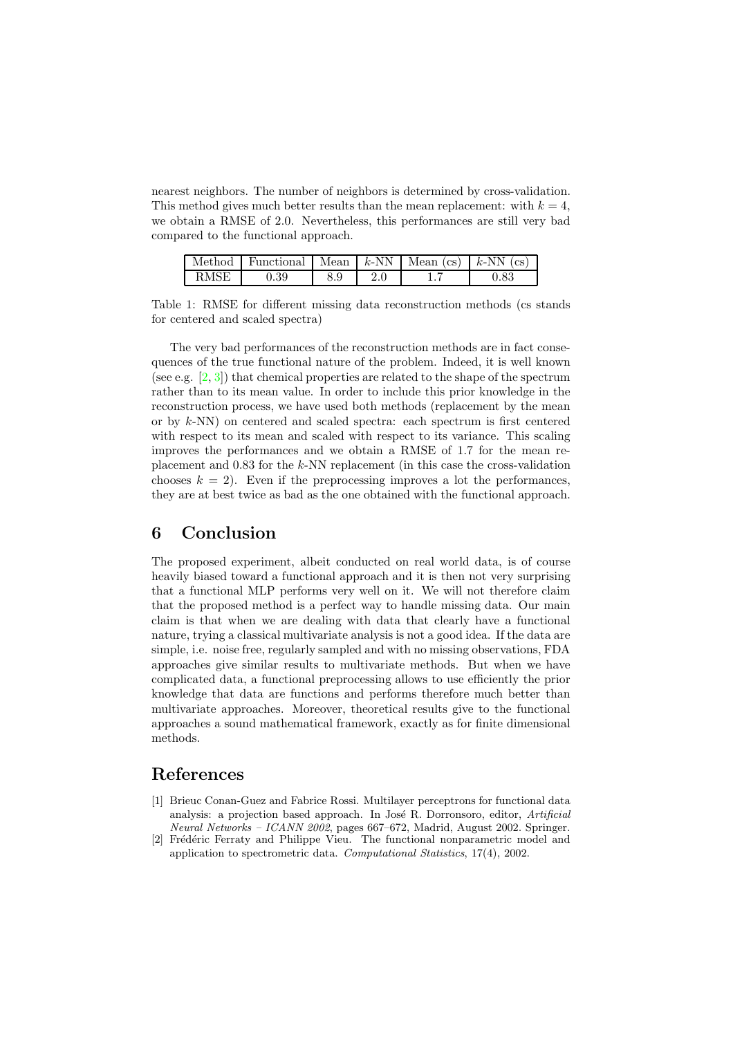nearest neighbors. The number of neighbors is determined by cross-validation. This method gives much better results than the mean replacement: with $k = 4$, we obtain a RMSE of 2.0. Nevertheless, this performances are still very bad compared to the functional approach.

| Method | Functional | Mean | $k$-NN | Mean (cs) | $k$-NN (cs) |
|---|---|---|---|---|---|
| RMSE | 0.39 | 8.9 | 2.0 | 1.7 | 0.83 |

Table 1: RMSE for different missing data reconstruction methods (cs stands for centered and scaled spectra)

The very bad performances of the reconstruction methods are in fact consequences of the true functional nature of the problem. Indeed, it is well known (see e.g. [2, 3]) that chemical properties are related to the shape of the spectrum rather than to its mean value. In order to include this prior knowledge in the reconstruction process, we have used both methods (replacement by the mean or by $k$-NN) on centered and scaled spectra: each spectrum is first centered with respect to its mean and scaled with respect to its variance. This scaling improves the performances and we obtain a RMSE of 1.7 for the mean replacement and 0.83 for the $k$-NN replacement (in this case the cross-validation chooses $k = 2$). Even if the preprocessing improves a lot the performances, they are at best twice as bad as the one obtained with the functional approach.

## 6 Conclusion

The proposed experiment, albeit conducted on real world data, is of course heavily biased toward a functional approach and it is then not very surprising that a functional MLP performs very well on it. We will not therefore claim that the proposed method is a perfect way to handle missing data. Our main claim is that when we are dealing with data that clearly have a functional nature, trying a classical multivariate analysis is not a good idea. If the data are simple, i.e. noise free, regularly sampled and with no missing observations, FDA approaches give similar results to multivariate methods. But when we have complicated data, a functional preprocessing allows to use efficiently the prior knowledge that data are functions and performs therefore much better than multivariate approaches. Moreover, theoretical results give to the functional approaches a sound mathematical framework, exactly as for finite dimensional methods.

## References

[1] Brieuc Conan-Guez and Fabrice Rossi. Multilayer perceptrons for functional data analysis: a projection based approach. In José R. Dorronsoro, editor, *Artificial Neural Networks – ICANN 2002*, pages 667–672, Madrid, August 2002. Springer.

[2] Frédéric Ferraty and Philippe Vieu. The functional nonparametric model and application to spectrometric data. *Computational Statistics*, 17(4), 2002.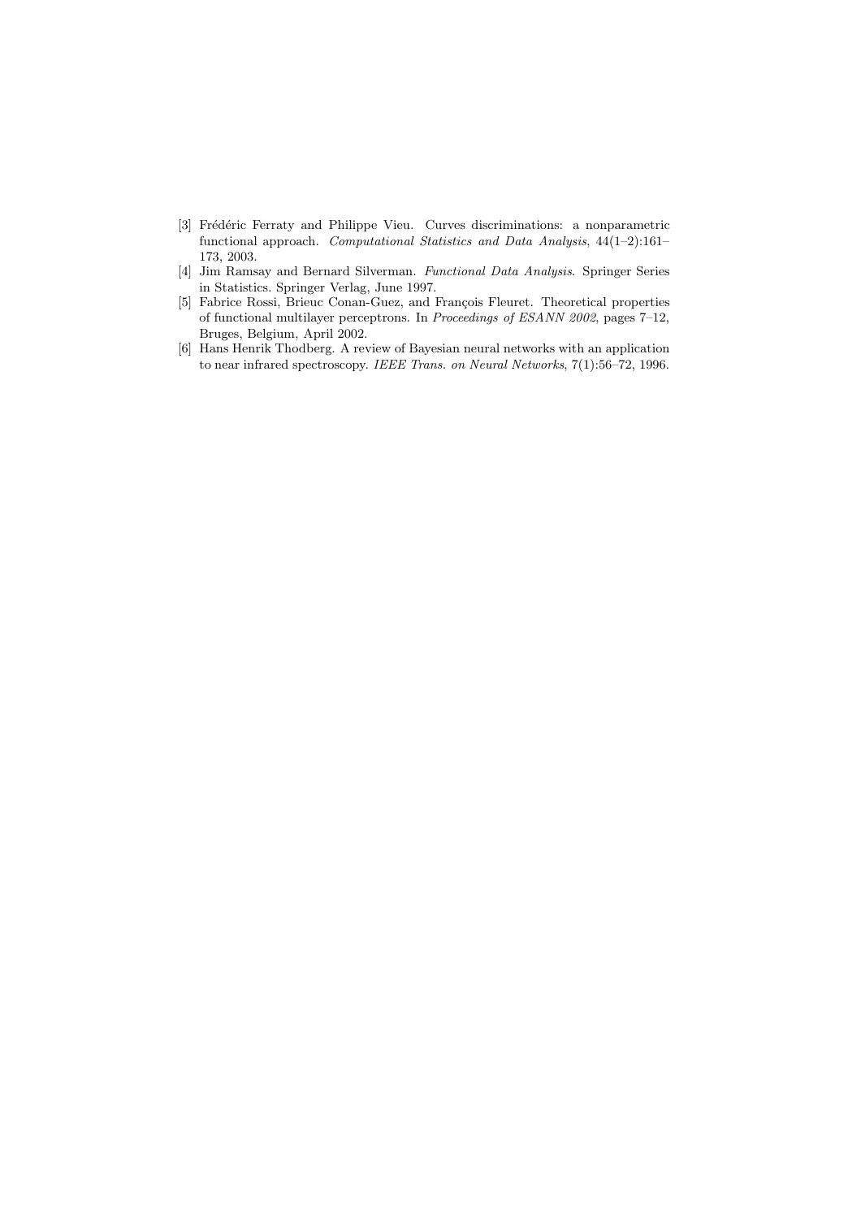[3] Frédéric Ferraty and Philippe Vieu. Curves discriminations: a nonparametric functional approach. *Computational Statistics and Data Analysis*, 44(1–2):161–173, 2003.

[4] Jim Ramsay and Bernard Silverman. *Functional Data Analysis*. Springer Series in Statistics. Springer Verlag, June 1997.

[5] Fabrice Rossi, Brieuc Conan-Guez, and François Fleuret. Theoretical properties of functional multilayer perceptrons. In *Proceedings of ESANN 2002*, pages 7–12, Bruges, Belgium, April 2002.

[6] Hans Henrik Thodberg. A review of Bayesian neural networks with an application to near infrared spectroscopy. *IEEE Trans. on Neural Networks*, 7(1):56–72, 1996.